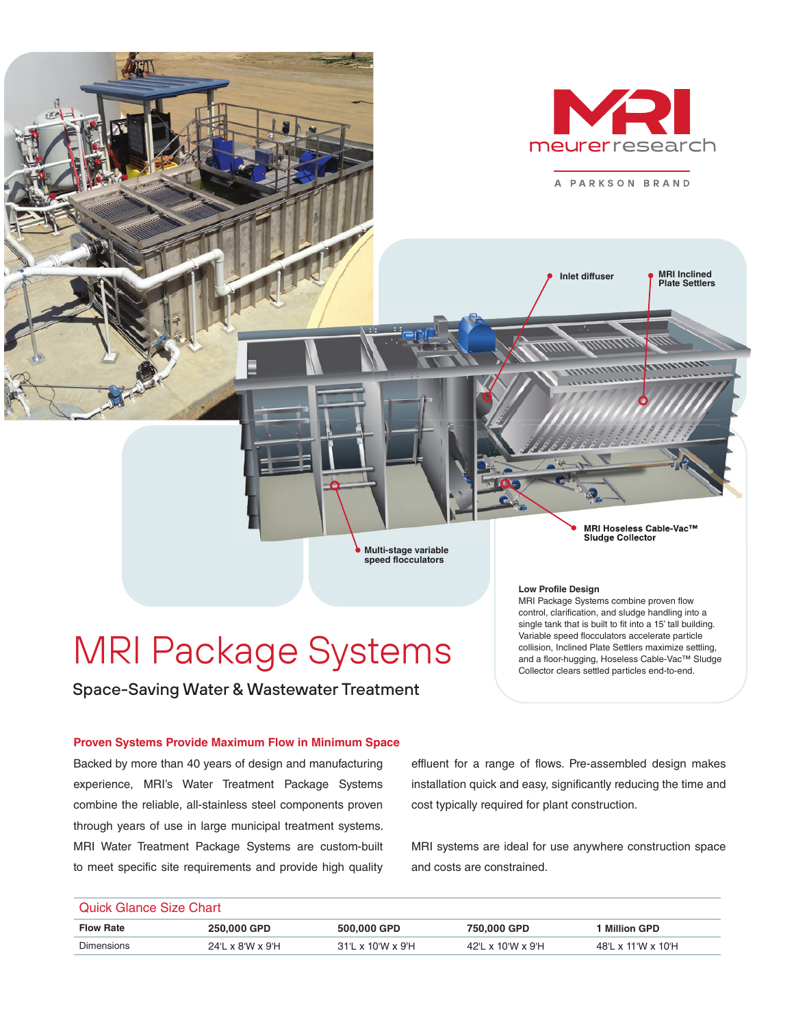MRI meurerresearch

A PARKSON BRAND

Inlet diffuser

MRI Inclined Plate Settlers

MRI Hoseless Cable-Vac™ Sludge Collector

Multi-stage variable speed flocculators

**Low Profile Design**

MRI Package Systems combine proven flow control, clarification, and sludge handling into a single tank that is built to fit into a 15' tall building. Variable speed flocculators accelerate particle collision, Inclined Plate Settlers maximize settling, and a floor-hugging, Hoseless Cable-Vac™ Sludge Collector clears settled particles end-to-end.

# MRI Package Systems

## Space-Saving Water & Wastewater Treatment

### Proven Systems Provide Maximum Flow in Minimum Space

Backed by more than 40 years of design and manufacturing experience, MRI's Water Treatment Package Systems combine the reliable, all-stainless steel components proven through years of use in large municipal treatment systems. MRI Water Treatment Package Systems are custom-built to meet specific site requirements and provide high quality effluent for a range of flows. Pre-assembled design makes installation quick and easy, significantly reducing the time and cost typically required for plant construction.

MRI systems are ideal for use anywhere construction space and costs are constrained.

### Quick Glance Size Chart

| Flow Rate | 250,000 GPD | 500,000 GPD | 750,000 GPD | 1 Million GPD |
|---|---|---|---|---|
| Dimensions | 24'L x 8'W x 9'H | 31'L x 10'W x 9'H | 42'L x 10'W x 9'H | 48'L x 11'W x 10'H |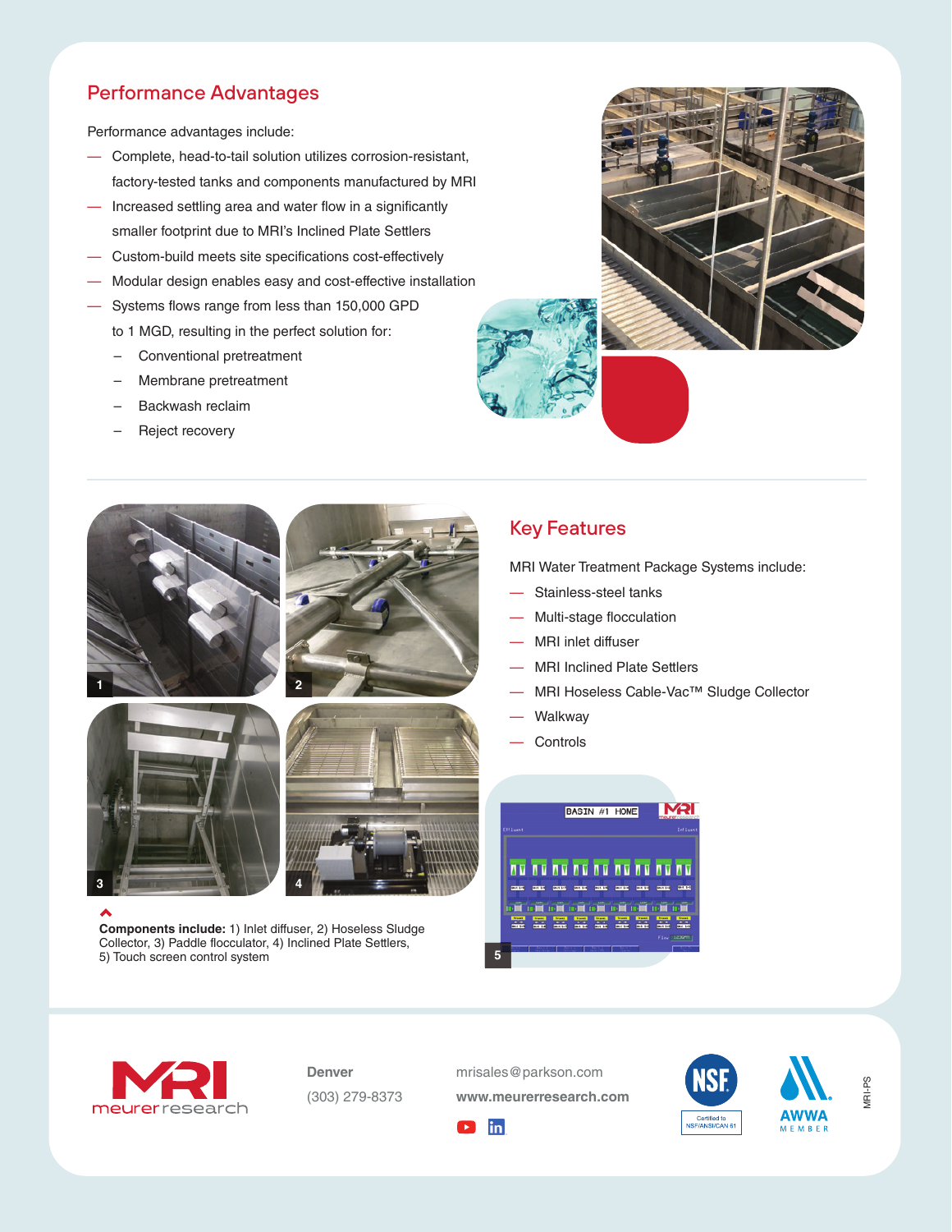## Performance Advantages

Performance advantages include:

- Complete, head-to-tail solution utilizes corrosion-resistant, factory-tested tanks and components manufactured by MRI
- Increased settling area and water flow in a significantly smaller footprint due to MRI's Inclined Plate Settlers
- Custom-build meets site specifications cost-effectively
- Modular design enables easy and cost-effective installation
- Systems flows range from less than 150,000 GPD to 1 MGD, resulting in the perfect solution for:
  - Conventional pretreatment
  - Membrane pretreatment
  - Backwash reclaim
  - Reject recovery

## Key Features

MRI Water Treatment Package Systems include:

- Stainless-steel tanks
- Multi-stage flocculation
- MRI inlet diffuser
- MRI Inclined Plate Settlers
- MRI Hoseless Cable-Vac™ Sludge Collector
- Walkway
- Controls

**Components include:** 1) Inlet diffuser, 2) Hoseless Sludge Collector, 3) Paddle flocculator, 4) Inclined Plate Settlers, 5) Touch screen control system

meurer research

**Denver**
(303) 279-8373

mrisales@parkson.com
**www.meurerresearch.com**

NSF Certified to NSF/ANSI/CAN 61

AWWA MEMBER

MRI-PS